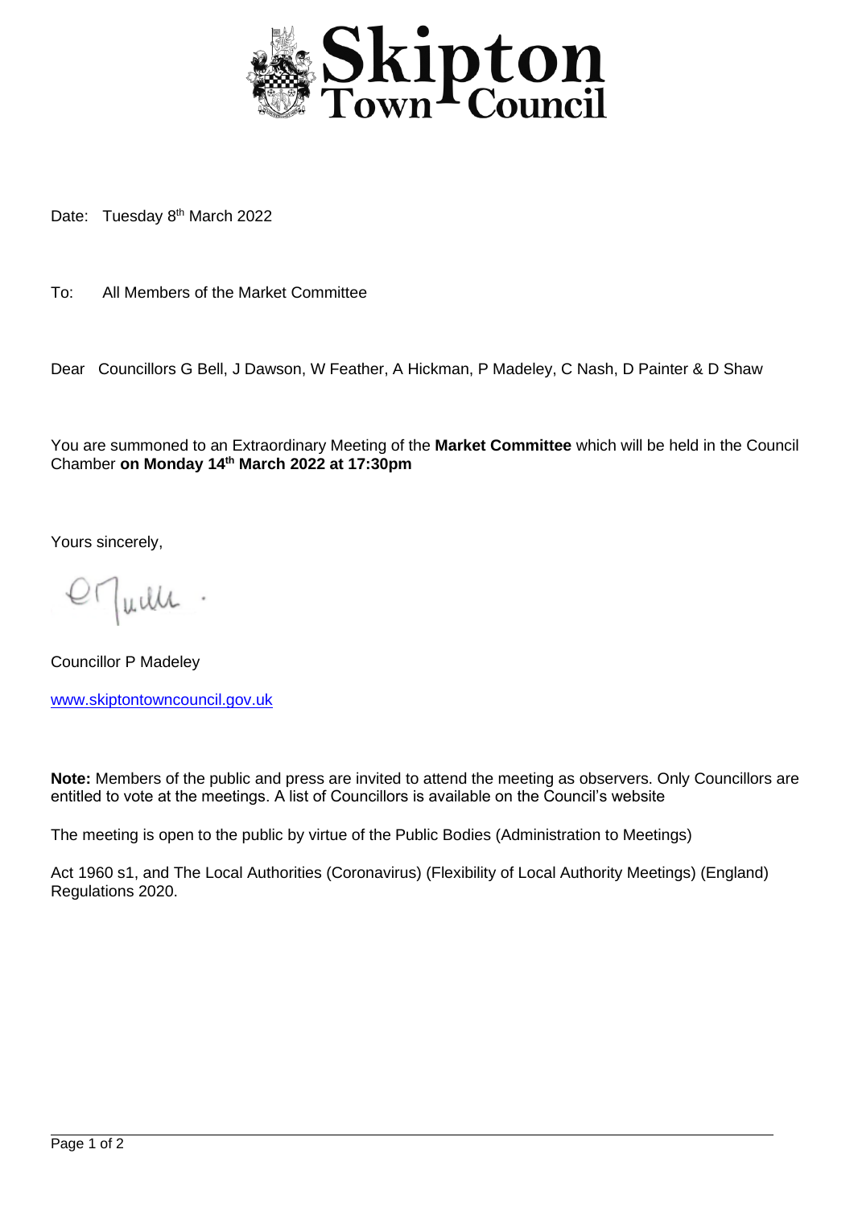Skipton Town Council

Date: Tuesday 8th March 2022

To: All Members of the Market Committee

Dear Councillors G Bell, J Dawson, W Feather, A Hickman, P Madeley, C Nash, D Painter & D Shaw

You are summoned to an Extraordinary Meeting of the **Market Committee** which will be held in the Council Chamber **on Monday 14th March 2022 at 17:30pm**

Yours sincerely,

Councillor P Madeley

www.skiptontowncouncil.gov.uk

**Note:** Members of the public and press are invited to attend the meeting as observers. Only Councillors are entitled to vote at the meetings. A list of Councillors is available on the Council's website

The meeting is open to the public by virtue of the Public Bodies (Administration to Meetings)

Act 1960 s1, and The Local Authorities (Coronavirus) (Flexibility of Local Authority Meetings) (England) Regulations 2020.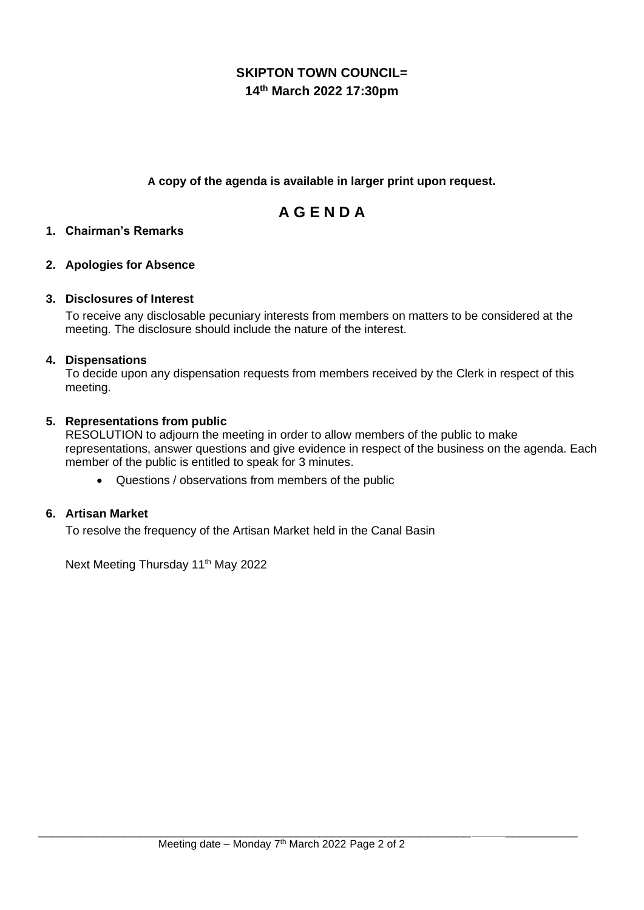**SKIPTON TOWN COUNCIL=**

**14th March 2022 17:30pm**

**A copy of the agenda is available in larger print upon request.**

# A G E N D A

**1. Chairman's Remarks**

**2. Apologies for Absence**

**3. Disclosures of Interest**

To receive any disclosable pecuniary interests from members on matters to be considered at the meeting. The disclosure should include the nature of the interest.

**4. Dispensations**

To decide upon any dispensation requests from members received by the Clerk in respect of this meeting.

**5. Representations from public**

RESOLUTION to adjourn the meeting in order to allow members of the public to make representations, answer questions and give evidence in respect of the business on the agenda. Each member of the public is entitled to speak for 3 minutes.

- Questions / observations from members of the public

**6. Artisan Market**

To resolve the frequency of the Artisan Market held in the Canal Basin

Next Meeting Thursday 11th May 2022